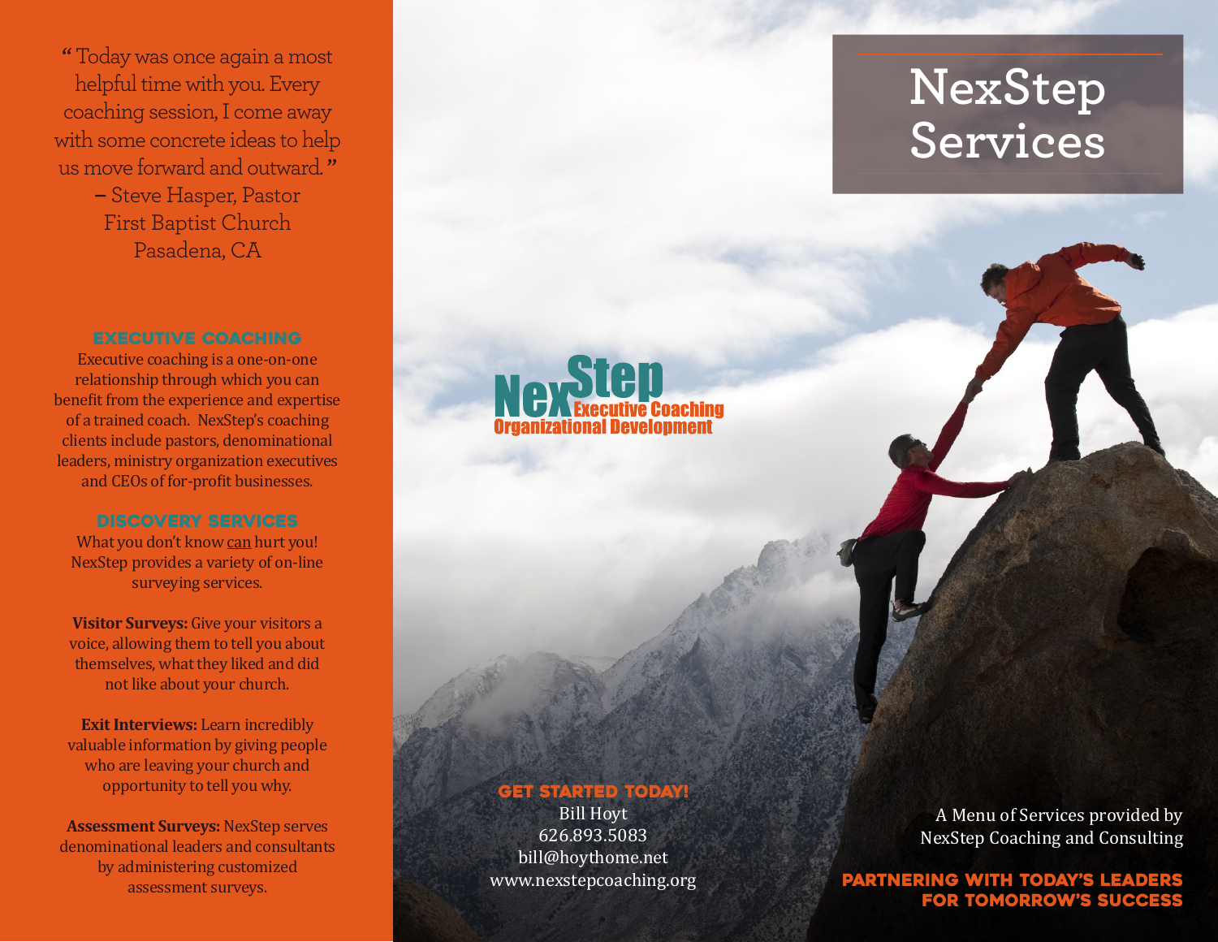"Today was once again a most helpful time with you. Every coaching session, I come away with some concrete ideas to help us move forward and outward."
– Steve Hasper, Pastor
First Baptist Church
Pasadena, CA

## EXECUTIVE COACHING

Executive coaching is a one-on-one relationship through which you can benefit from the experience and expertise of a trained coach. NexStep's coaching clients include pastors, denominational leaders, ministry organization executives and CEOs of for-profit businesses.

## DISCOVERY SERVICES

What you don't know can hurt you! NexStep provides a variety of on-line surveying services.

**Visitor Surveys:** Give your visitors a voice, allowing them to tell you about themselves, what they liked and did not like about your church.

**Exit Interviews:** Learn incredibly valuable information by giving people who are leaving your church and opportunity to tell you why.

**Assessment Surveys:** NexStep serves denominational leaders and consultants by administering customized assessment surveys.

NexStep
Executive Coaching
Organizational Development

## GET STARTED TODAY!

Bill Hoyt
626.893.5083
bill@hoythome.net
www.nexstepcoaching.org

# NexStep Services

A Menu of Services provided by NexStep Coaching and Consulting

**PARTNERING WITH TODAY'S LEADERS FOR TOMORROW'S SUCCESS**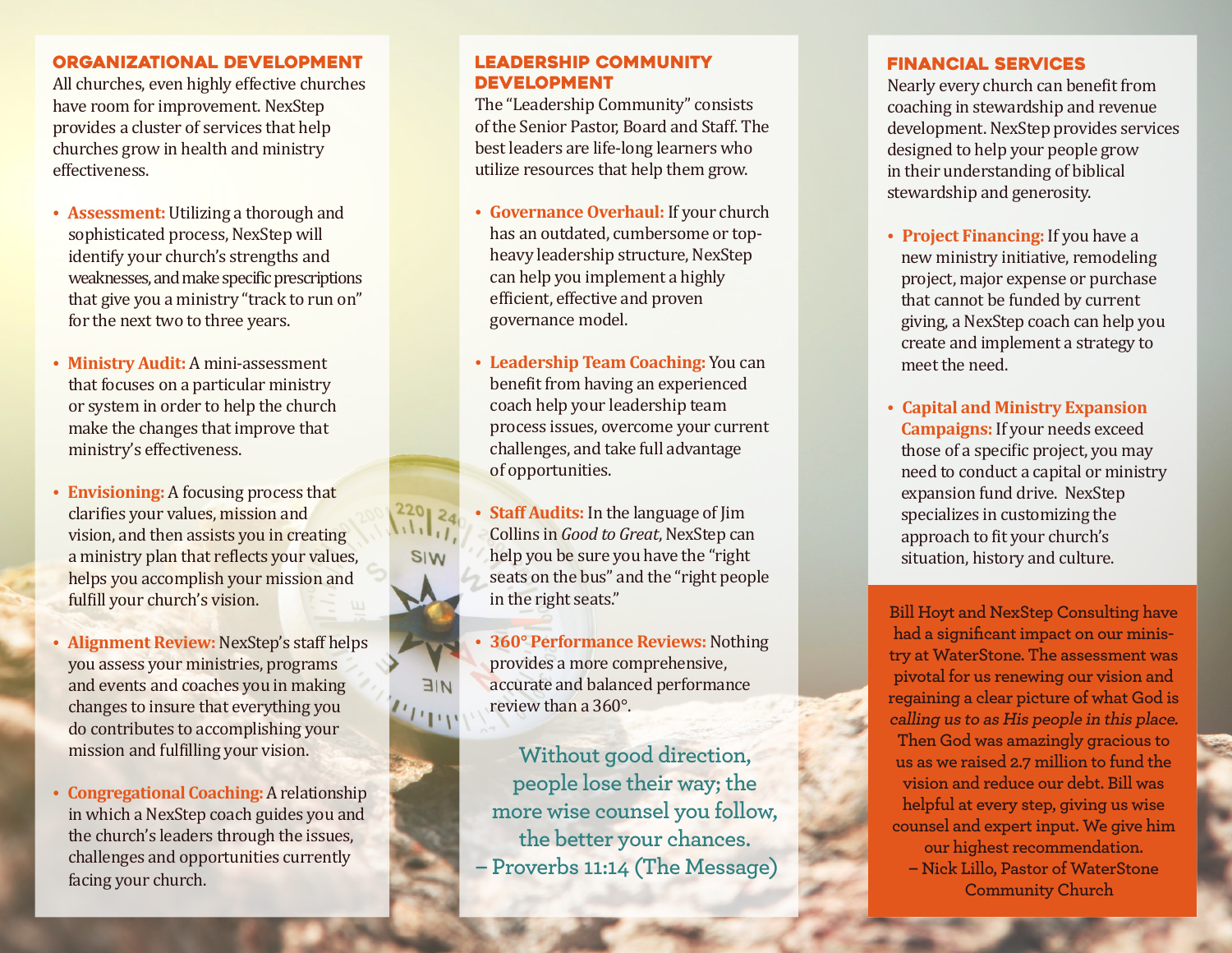## ORGANIZATIONAL DEVELOPMENT

All churches, even highly effective churches have room for improvement. NexStep provides a cluster of services that help churches grow in health and ministry effectiveness.

- **Assessment:** Utilizing a thorough and sophisticated process, NexStep will identify your church's strengths and weaknesses, and make specific prescriptions that give you a ministry "track to run on" for the next two to three years.
- **Ministry Audit:** A mini-assessment that focuses on a particular ministry or system in order to help the church make the changes that improve that ministry's effectiveness.
- **Envisioning:** A focusing process that clarifies your values, mission and vision, and then assists you in creating a ministry plan that reflects your values, helps you accomplish your mission and fulfill your church's vision.
- **Alignment Review:** NexStep's staff helps you assess your ministries, programs and events and coaches you in making changes to insure that everything you do contributes to accomplishing your mission and fulfilling your vision.
- **Congregational Coaching:** A relationship in which a NexStep coach guides you and the church's leaders through the issues, challenges and opportunities currently facing your church.

## LEADERSHIP COMMUNITY DEVELOPMENT

The "Leadership Community" consists of the Senior Pastor, Board and Staff. The best leaders are life-long learners who utilize resources that help them grow.

- **Governance Overhaul:** If your church has an outdated, cumbersome or top-heavy leadership structure, NexStep can help you implement a highly efficient, effective and proven governance model.
- **Leadership Team Coaching:** You can benefit from having an experienced coach help your leadership team process issues, overcome your current challenges, and take full advantage of opportunities.
- **Staff Audits:** In the language of Jim Collins in *Good to Great*, NexStep can help you be sure you have the "right seats on the bus" and the "right people in the right seats."
- **360° Performance Reviews:** Nothing provides a more comprehensive, accurate and balanced performance review than a 360°.

Without good direction, people lose their way; the more wise counsel you follow, the better your chances.
– Proverbs 11:14 (The Message)

## FINANCIAL SERVICES

Nearly every church can benefit from coaching in stewardship and revenue development. NexStep provides services designed to help your people grow in their understanding of biblical stewardship and generosity.

- **Project Financing:** If you have a new ministry initiative, remodeling project, major expense or purchase that cannot be funded by current giving, a NexStep coach can help you create and implement a strategy to meet the need.
- **Capital and Ministry Expansion Campaigns:** If your needs exceed those of a specific project, you may need to conduct a capital or ministry expansion fund drive. NexStep specializes in customizing the approach to fit your church's situation, history and culture.

Bill Hoyt and NexStep Consulting have had a significant impact on our ministry at WaterStone. The assessment was pivotal for us renewing our vision and regaining a clear picture of what God is *calling us to as His people in this place.* Then God was amazingly gracious to us as we raised 2.7 million to fund the vision and reduce our debt. Bill was helpful at every step, giving us wise counsel and expert input. We give him our highest recommendation.
– Nick Lillo, Pastor of WaterStone Community Church